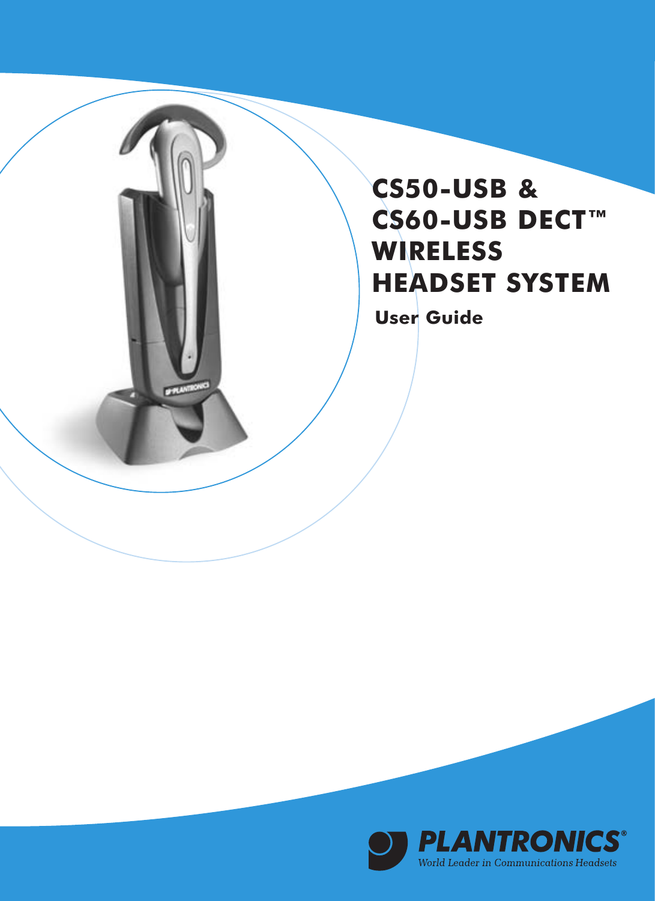# CS50-USB & CS60-USB DECT™ WIRELESS HEADSET SYSTEM

## User Guide

**PLANTRONICS®**

*World Leader in Communications Headsets*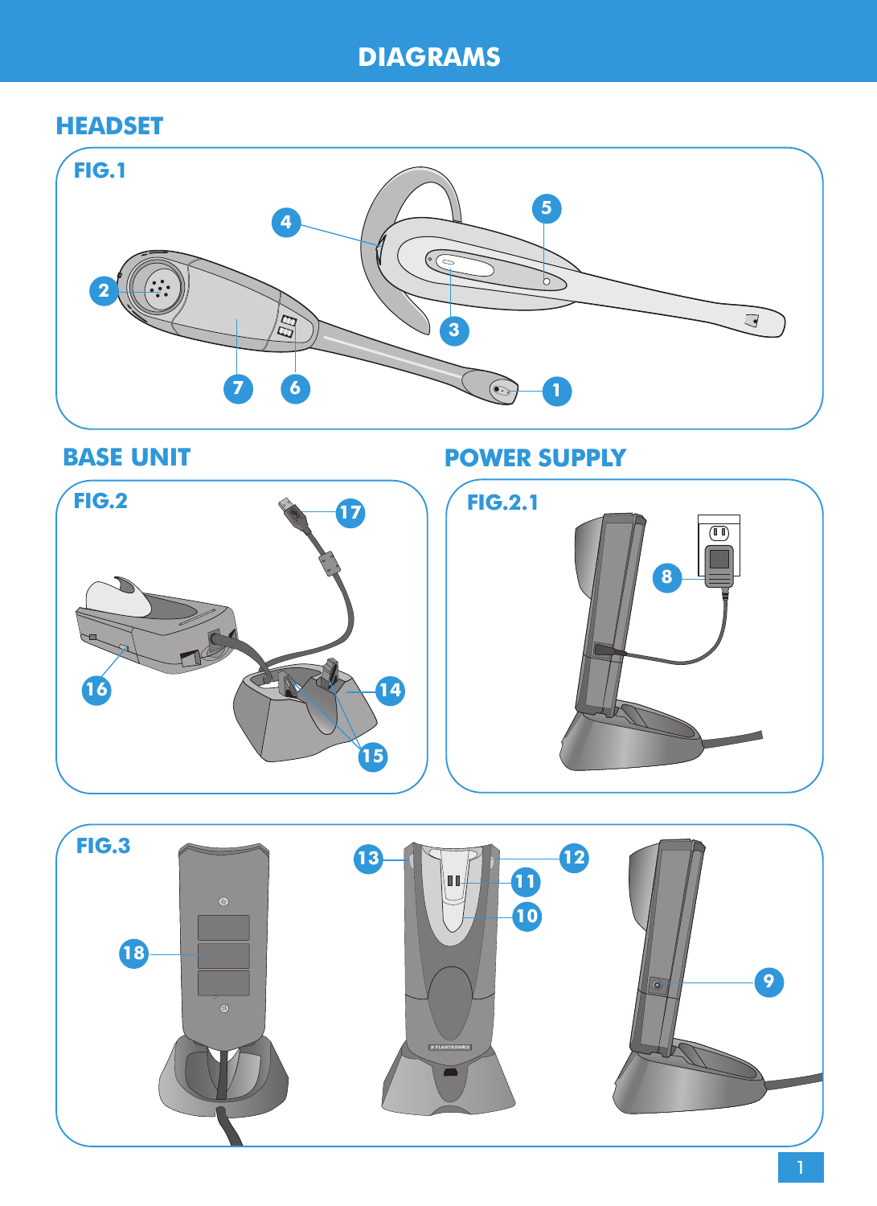# DIAGRAMS

## HEADSET

FIG.1

## BASE UNIT

FIG.2

## POWER SUPPLY

FIG.2.1

FIG.3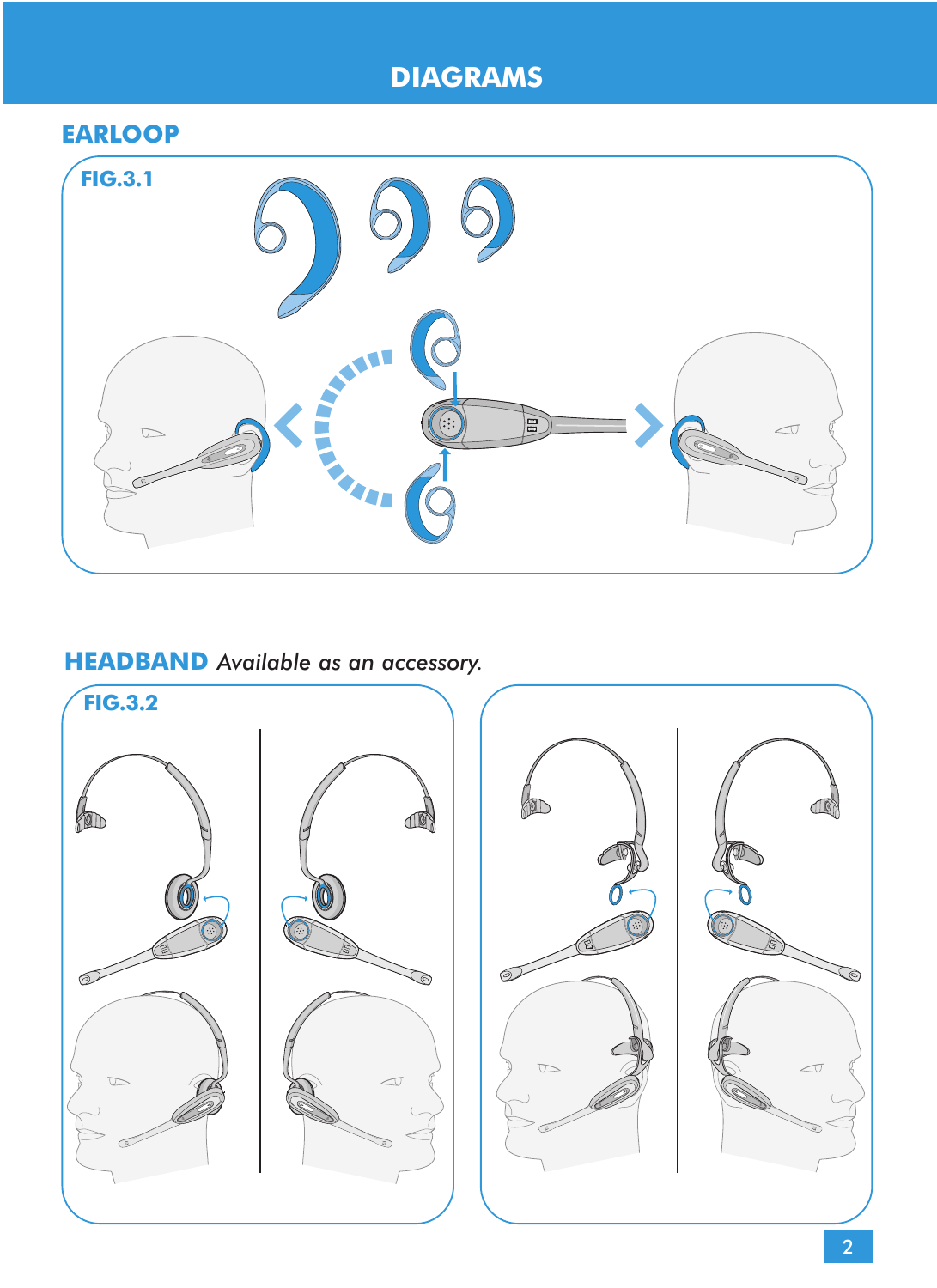# DIAGRAMS

## EARLOOP

FIG.3.1

## HEADBAND *Available as an accessory.*

FIG.3.2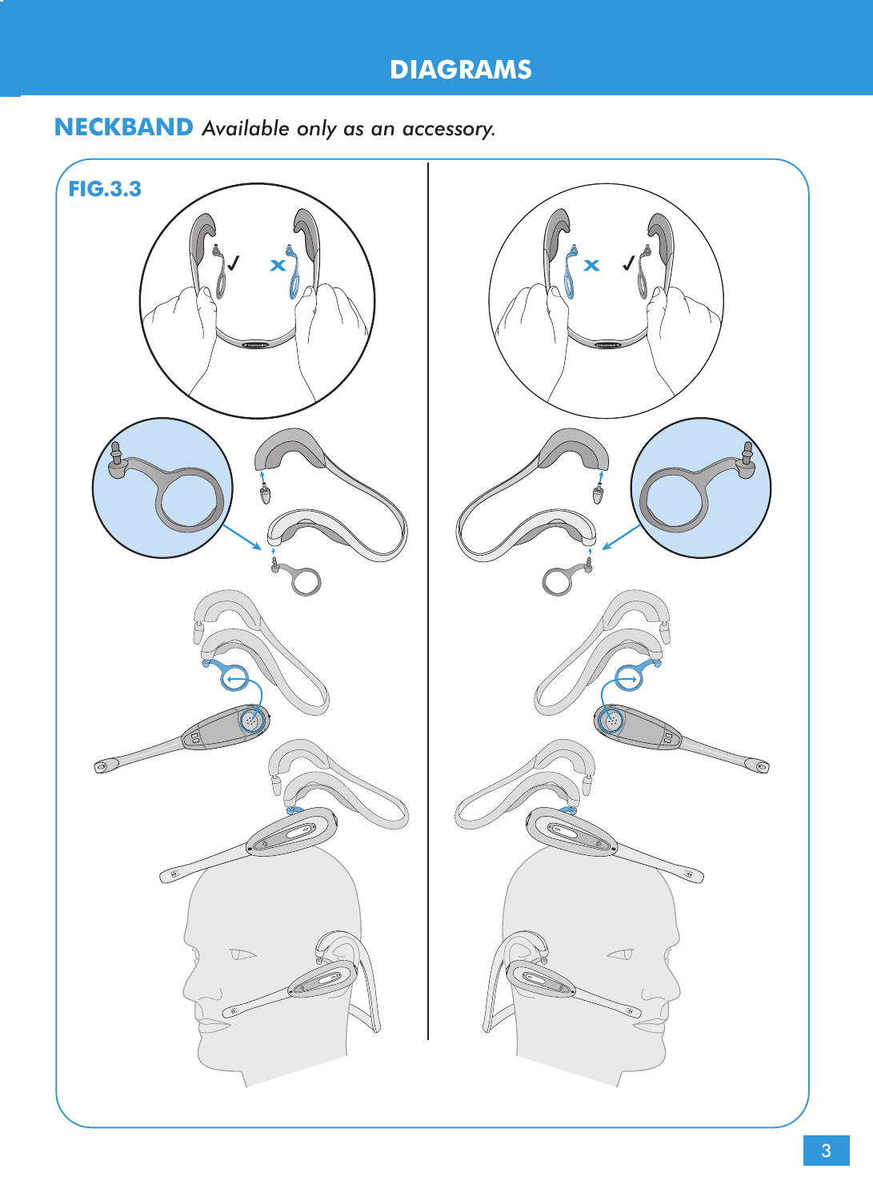# DIAGRAMS

## NECKBAND *Available only as an accessory.*

FIG.3.3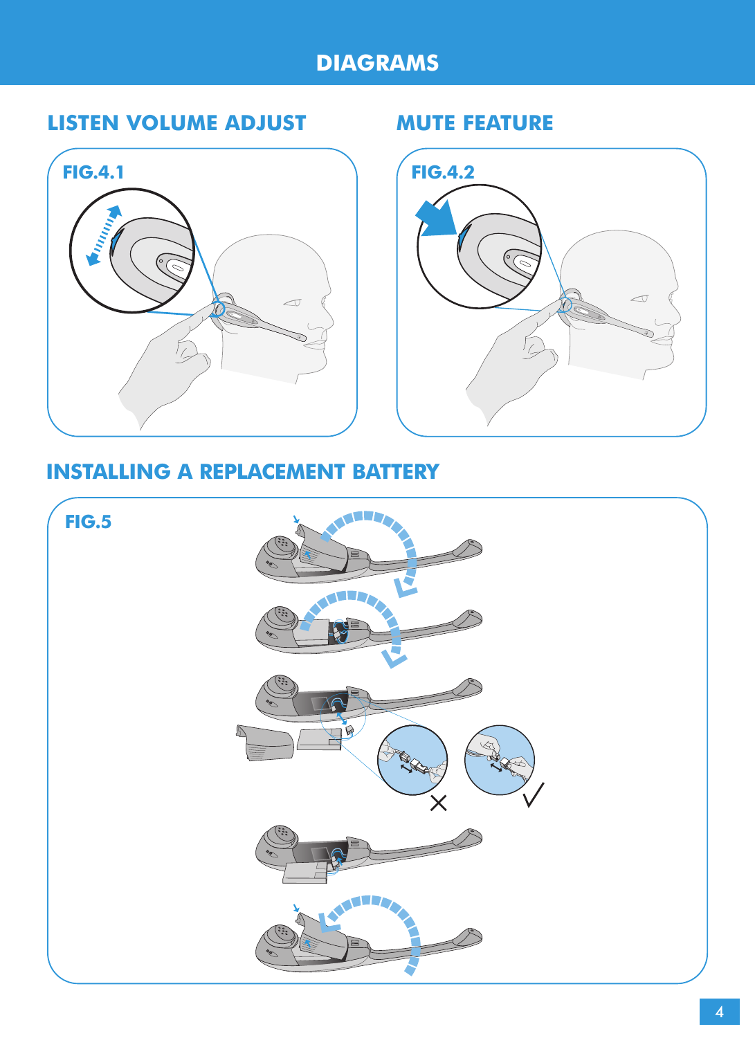# DIAGRAMS

## LISTEN VOLUME ADJUST

FIG.4.1

## MUTE FEATURE

FIG.4.2

## INSTALLING A REPLACEMENT BATTERY

FIG.5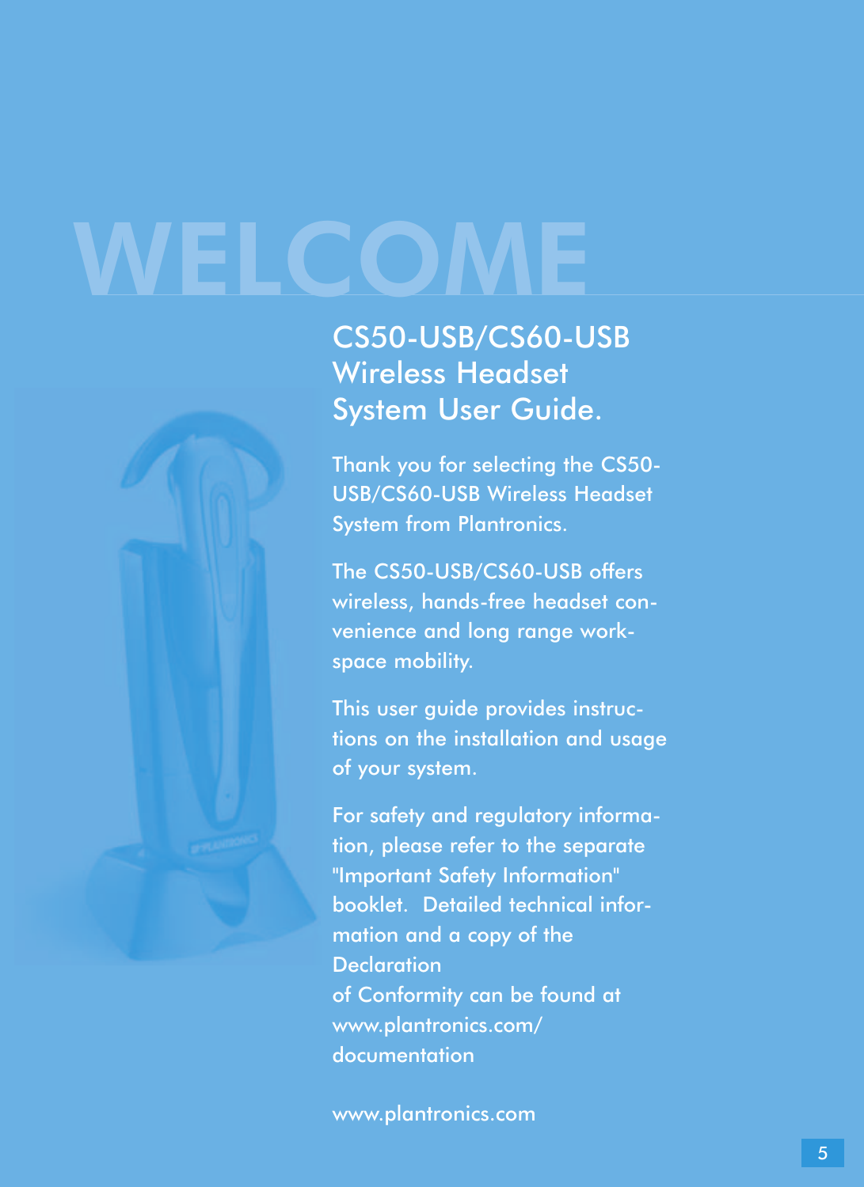# WELCOME

## CS50-USB/CS60-USB Wireless Headset System User Guide.

Thank you for selecting the CS50-USB/CS60-USB Wireless Headset System from Plantronics.

The CS50-USB/CS60-USB offers wireless, hands-free headset convenience and long range workspace mobility.

This user guide provides instructions on the installation and usage of your system.

For safety and regulatory information, please refer to the separate "Important Safety Information" booklet. Detailed technical information and a copy of the Declaration of Conformity can be found at www.plantronics.com/documentation

www.plantronics.com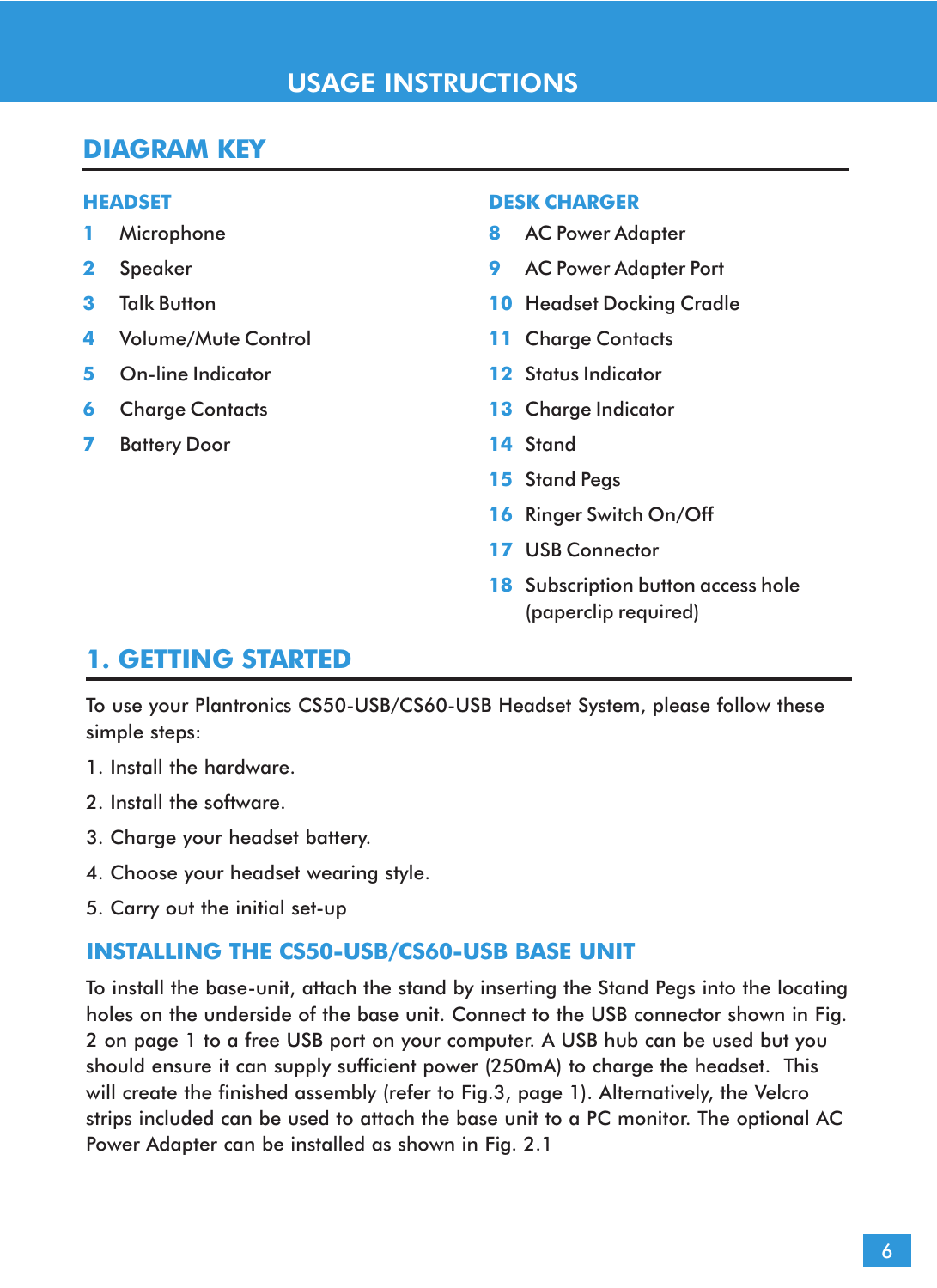# USAGE INSTRUCTIONS

## DIAGRAM KEY

### HEADSET

1 Microphone
2 Speaker
3 Talk Button
4 Volume/Mute Control
5 On-line Indicator
6 Charge Contacts
7 Battery Door

### DESK CHARGER

8 AC Power Adapter
9 AC Power Adapter Port
10 Headset Docking Cradle
11 Charge Contacts
12 Status Indicator
13 Charge Indicator
14 Stand
15 Stand Pegs
16 Ringer Switch On/Off
17 USB Connector
18 Subscription button access hole (paperclip required)

## 1. GETTING STARTED

To use your Plantronics CS50-USB/CS60-USB Headset System, please follow these simple steps:

1. Install the hardware.
2. Install the software.
3. Charge your headset battery.
4. Choose your headset wearing style.
5. Carry out the initial set-up

### INSTALLING THE CS50-USB/CS60-USB BASE UNIT

To install the base-unit, attach the stand by inserting the Stand Pegs into the locating holes on the underside of the base unit. Connect to the USB connector shown in Fig. 2 on page 1 to a free USB port on your computer. A USB hub can be used but you should ensure it can supply sufficient power (250mA) to charge the headset. This will create the finished assembly (refer to Fig.3, page 1). Alternatively, the Velcro strips included can be used to attach the base unit to a PC monitor. The optional AC Power Adapter can be installed as shown in Fig. 2.1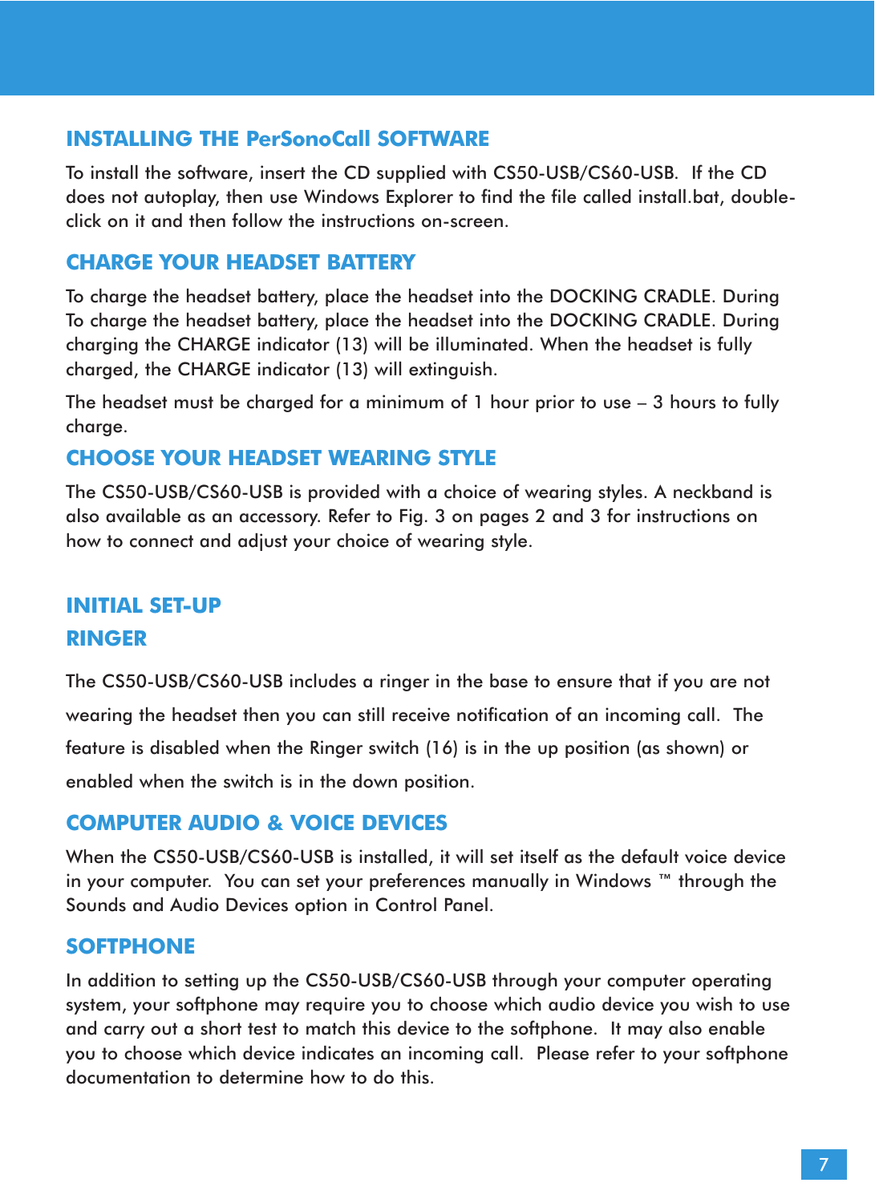## INSTALLING THE PerSonoCall SOFTWARE

To install the software, insert the CD supplied with CS50-USB/CS60-USB. If the CD does not autoplay, then use Windows Explorer to find the file called install.bat, double-click on it and then follow the instructions on-screen.

## CHARGE YOUR HEADSET BATTERY

To charge the headset battery, place the headset into the DOCKING CRADLE. During To charge the headset battery, place the headset into the DOCKING CRADLE. During charging the CHARGE indicator (13) will be illuminated. When the headset is fully charged, the CHARGE indicator (13) will extinguish.

The headset must be charged for a minimum of 1 hour prior to use – 3 hours to fully charge.

## CHOOSE YOUR HEADSET WEARING STYLE

The CS50-USB/CS60-USB is provided with a choice of wearing styles. A neckband is also available as an accessory. Refer to Fig. 3 on pages 2 and 3 for instructions on how to connect and adjust your choice of wearing style.

## INITIAL SET-UP

## RINGER

The CS50-USB/CS60-USB includes a ringer in the base to ensure that if you are not wearing the headset then you can still receive notification of an incoming call. The feature is disabled when the Ringer switch (16) is in the up position (as shown) or enabled when the switch is in the down position.

## COMPUTER AUDIO & VOICE DEVICES

When the CS50-USB/CS60-USB is installed, it will set itself as the default voice device in your computer. You can set your preferences manually in Windows ™ through the Sounds and Audio Devices option in Control Panel.

## SOFTPHONE

In addition to setting up the CS50-USB/CS60-USB through your computer operating system, your softphone may require you to choose which audio device you wish to use and carry out a short test to match this device to the softphone. It may also enable you to choose which device indicates an incoming call. Please refer to your softphone documentation to determine how to do this.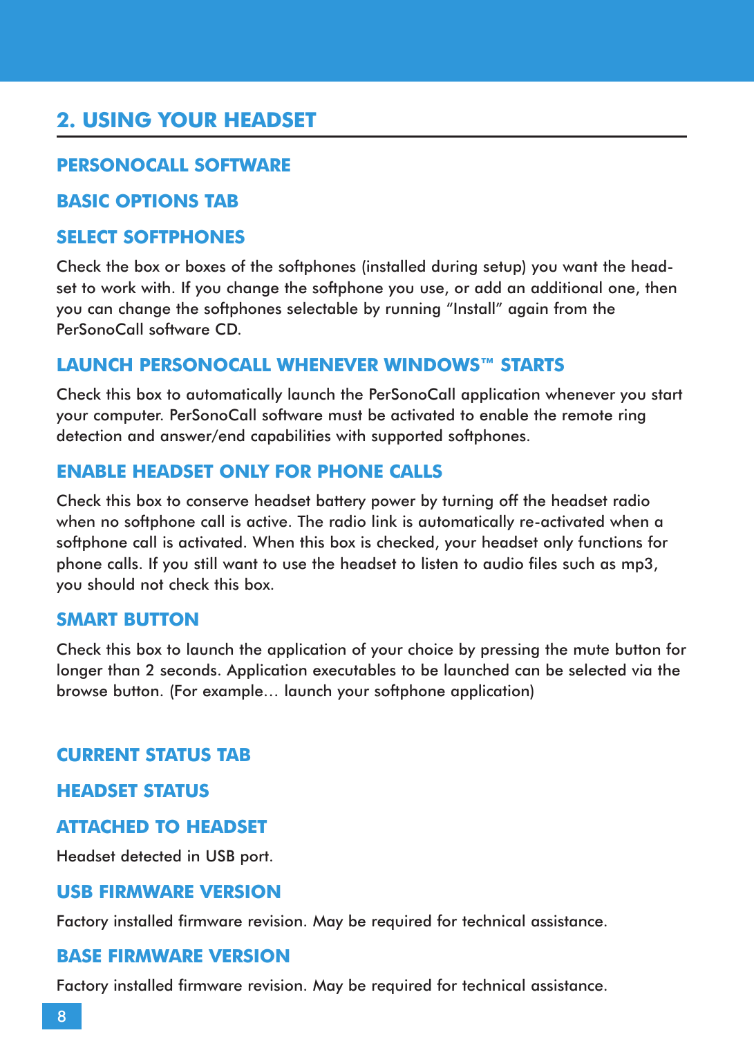## 2. USING YOUR HEADSET

### PERSONOCALL SOFTWARE

### BASIC OPTIONS TAB

### SELECT SOFTPHONES

Check the box or boxes of the softphones (installed during setup) you want the headset to work with. If you change the softphone you use, or add an additional one, then you can change the softphones selectable by running “Install” again from the PerSonoCall software CD.

### LAUNCH PERSONOCALL WHENEVER WINDOWS™ STARTS

Check this box to automatically launch the PerSonoCall application whenever you start your computer. PerSonoCall software must be activated to enable the remote ring detection and answer/end capabilities with supported softphones.

### ENABLE HEADSET ONLY FOR PHONE CALLS

Check this box to conserve headset battery power by turning off the headset radio when no softphone call is active. The radio link is automatically re-activated when a softphone call is activated. When this box is checked, your headset only functions for phone calls. If you still want to use the headset to listen to audio files such as mp3, you should not check this box.

### SMART BUTTON

Check this box to launch the application of your choice by pressing the mute button for longer than 2 seconds. Application executables to be launched can be selected via the browse button. (For example… launch your softphone application)

### CURRENT STATUS TAB

### HEADSET STATUS

### ATTACHED TO HEADSET

Headset detected in USB port.

### USB FIRMWARE VERSION

Factory installed firmware revision. May be required for technical assistance.

### BASE FIRMWARE VERSION

Factory installed firmware revision. May be required for technical assistance.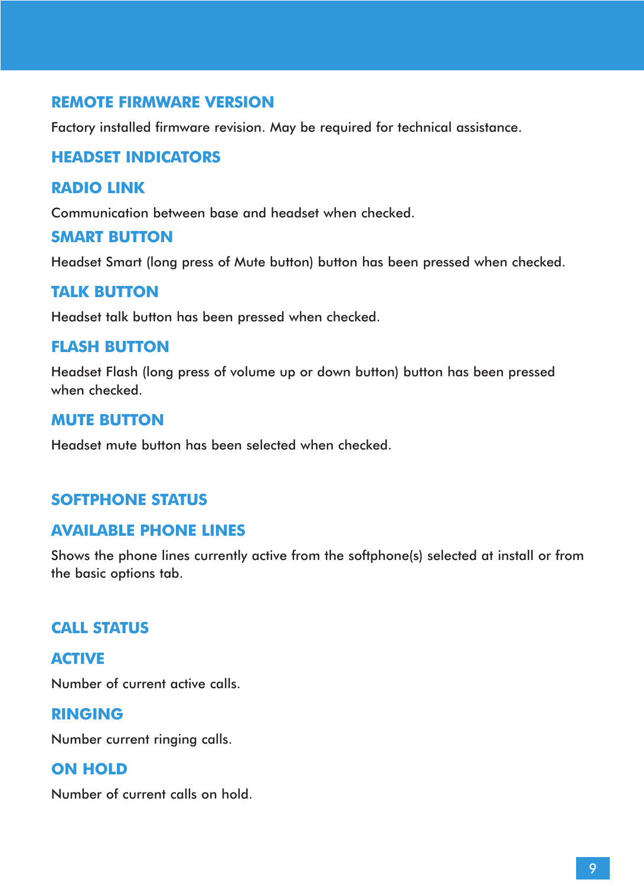## REMOTE FIRMWARE VERSION

Factory installed firmware revision. May be required for technical assistance.

## HEADSET INDICATORS

### RADIO LINK

Communication between base and headset when checked.

### SMART BUTTON

Headset Smart (long press of Mute button) button has been pressed when checked.

### TALK BUTTON

Headset talk button has been pressed when checked.

### FLASH BUTTON

Headset Flash (long press of volume up or down button) button has been pressed when checked.

### MUTE BUTTON

Headset mute button has been selected when checked.

## SOFTPHONE STATUS

### AVAILABLE PHONE LINES

Shows the phone lines currently active from the softphone(s) selected at install or from the basic options tab.

## CALL STATUS

### ACTIVE

Number of current active calls.

### RINGING

Number current ringing calls.

### ON HOLD

Number of current calls on hold.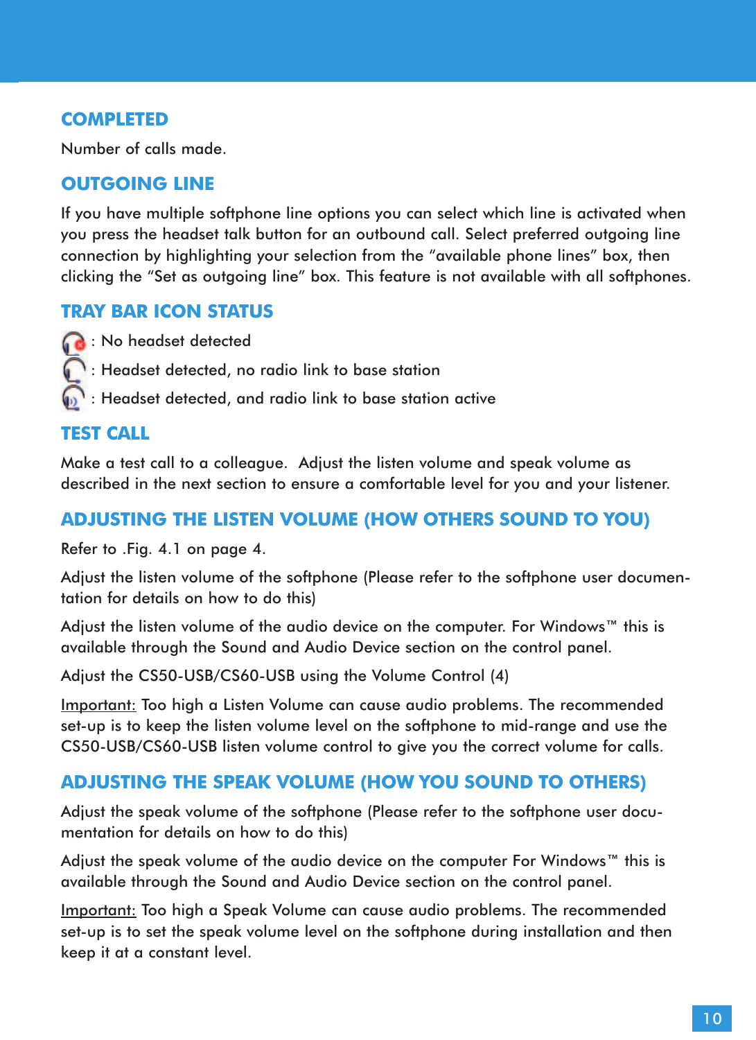## COMPLETED

Number of calls made.

## OUTGOING LINE

If you have multiple softphone line options you can select which line is activated when you press the headset talk button for an outbound call. Select preferred outgoing line connection by highlighting your selection from the "available phone lines" box, then clicking the "Set as outgoing line" box. This feature is not available with all softphones.

## TRAY BAR ICON STATUS

: No headset detected

: Headset detected, no radio link to base station

: Headset detected, and radio link to base station active

## TEST CALL

Make a test call to a colleague. Adjust the listen volume and speak volume as described in the next section to ensure a comfortable level for you and your listener.

## ADJUSTING THE LISTEN VOLUME (HOW OTHERS SOUND TO YOU)

Refer to .Fig. 4.1 on page 4.

Adjust the listen volume of the softphone (Please refer to the softphone user documentation for details on how to do this)

Adjust the listen volume of the audio device on the computer. For Windows™ this is available through the Sound and Audio Device section on the control panel.

Adjust the CS50-USB/CS60-USB using the Volume Control (4)

Important: Too high a Listen Volume can cause audio problems. The recommended set-up is to keep the listen volume level on the softphone to mid-range and use the CS50-USB/CS60-USB listen volume control to give you the correct volume for calls.

## ADJUSTING THE SPEAK VOLUME (HOW YOU SOUND TO OTHERS)

Adjust the speak volume of the softphone (Please refer to the softphone user documentation for details on how to do this)

Adjust the speak volume of the audio device on the computer For Windows™ this is available through the Sound and Audio Device section on the control panel.

Important: Too high a Speak Volume can cause audio problems. The recommended set-up is to set the speak volume level on the softphone during installation and then keep it at a constant level.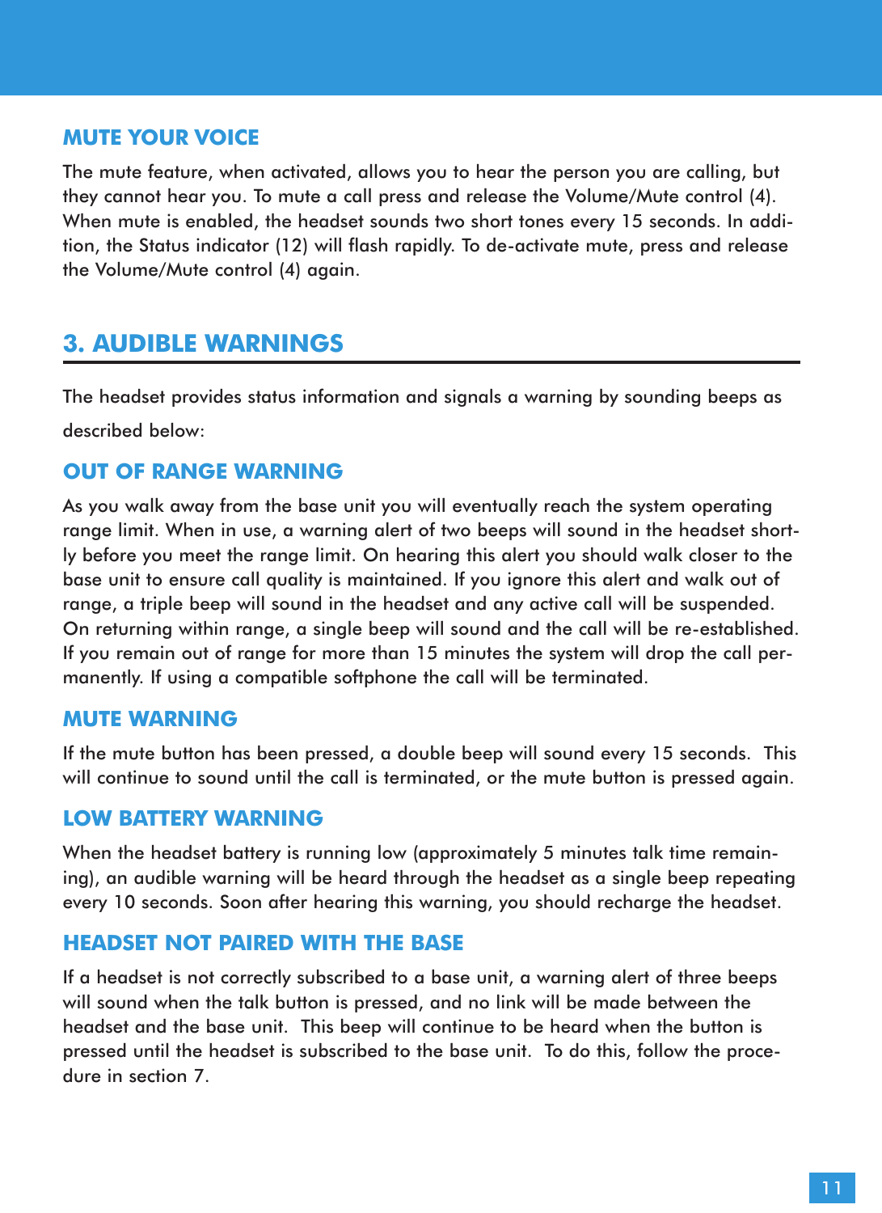### MUTE YOUR VOICE

The mute feature, when activated, allows you to hear the person you are calling, but they cannot hear you. To mute a call press and release the Volume/Mute control (4). When mute is enabled, the headset sounds two short tones every 15 seconds. In addition, the Status indicator (12) will flash rapidly. To de-activate mute, press and release the Volume/Mute control (4) again.

## 3. AUDIBLE WARNINGS

The headset provides status information and signals a warning by sounding beeps as described below:

### OUT OF RANGE WARNING

As you walk away from the base unit you will eventually reach the system operating range limit. When in use, a warning alert of two beeps will sound in the headset shortly before you meet the range limit. On hearing this alert you should walk closer to the base unit to ensure call quality is maintained. If you ignore this alert and walk out of range, a triple beep will sound in the headset and any active call will be suspended. On returning within range, a single beep will sound and the call will be re-established. If you remain out of range for more than 15 minutes the system will drop the call permanently. If using a compatible softphone the call will be terminated.

### MUTE WARNING

If the mute button has been pressed, a double beep will sound every 15 seconds. This will continue to sound until the call is terminated, or the mute button is pressed again.

### LOW BATTERY WARNING

When the headset battery is running low (approximately 5 minutes talk time remaining), an audible warning will be heard through the headset as a single beep repeating every 10 seconds. Soon after hearing this warning, you should recharge the headset.

### HEADSET NOT PAIRED WITH THE BASE

If a headset is not correctly subscribed to a base unit, a warning alert of three beeps will sound when the talk button is pressed, and no link will be made between the headset and the base unit. This beep will continue to be heard when the button is pressed until the headset is subscribed to the base unit. To do this, follow the procedure in section 7.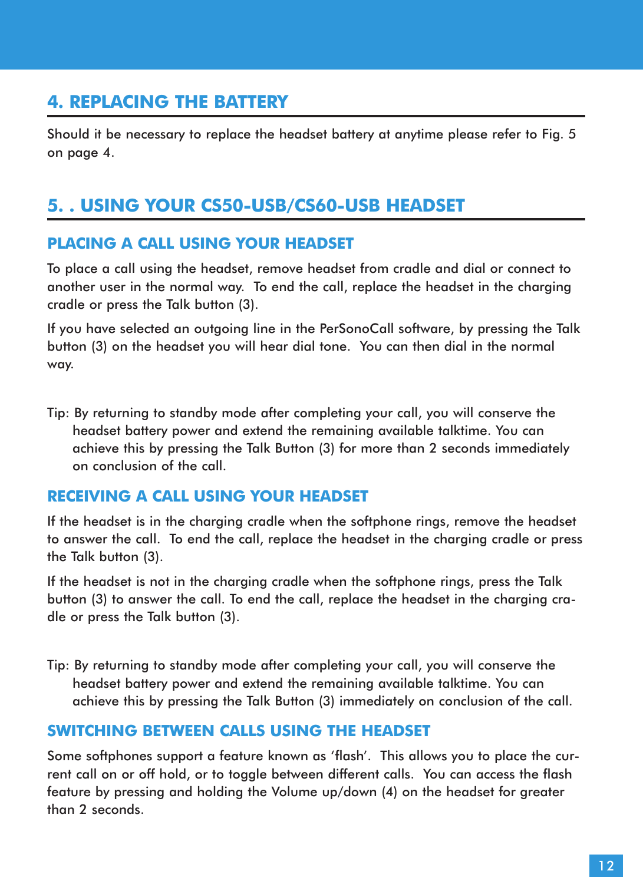## 4. REPLACING THE BATTERY

Should it be necessary to replace the headset battery at anytime please refer to Fig. 5 on page 4.

## 5. . USING YOUR CS50-USB/CS60-USB HEADSET

### PLACING A CALL USING YOUR HEADSET

To place a call using the headset, remove headset from cradle and dial or connect to another user in the normal way. To end the call, replace the headset in the charging cradle or press the Talk button (3).

If you have selected an outgoing line in the PerSonoCall software, by pressing the Talk button (3) on the headset you will hear dial tone. You can then dial in the normal way.

Tip: By returning to standby mode after completing your call, you will conserve the headset battery power and extend the remaining available talktime. You can achieve this by pressing the Talk Button (3) for more than 2 seconds immediately on conclusion of the call.

### RECEIVING A CALL USING YOUR HEADSET

If the headset is in the charging cradle when the softphone rings, remove the headset to answer the call. To end the call, replace the headset in the charging cradle or press the Talk button (3).

If the headset is not in the charging cradle when the softphone rings, press the Talk button (3) to answer the call. To end the call, replace the headset in the charging cradle or press the Talk button (3).

Tip: By returning to standby mode after completing your call, you will conserve the headset battery power and extend the remaining available talktime. You can achieve this by pressing the Talk Button (3) immediately on conclusion of the call.

### SWITCHING BETWEEN CALLS USING THE HEADSET

Some softphones support a feature known as 'flash'. This allows you to place the current call on or off hold, or to toggle between different calls. You can access the flash feature by pressing and holding the Volume up/down (4) on the headset for greater than 2 seconds.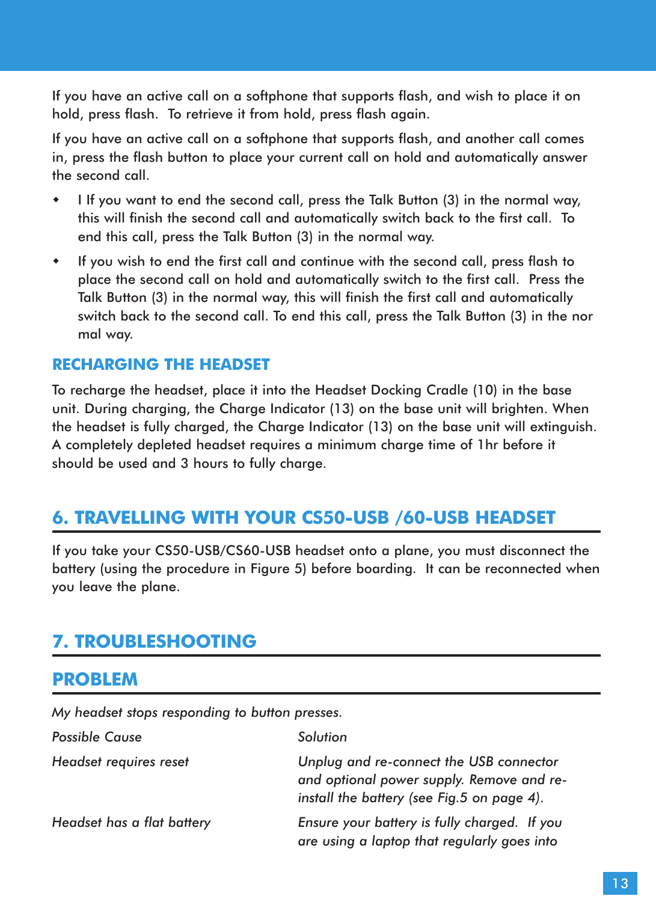If you have an active call on a softphone that supports flash, and wish to place it on hold, press flash. To retrieve it from hold, press flash again.

If you have an active call on a softphone that supports flash, and another call comes in, press the flash button to place your current call on hold and automatically answer the second call.

- I If you want to end the second call, press the Talk Button (3) in the normal way, this will finish the second call and automatically switch back to the first call. To end this call, press the Talk Button (3) in the normal way.
- If you wish to end the first call and continue with the second call, press flash to place the second call on hold and automatically switch to the first call. Press the Talk Button (3) in the normal way, this will finish the first call and automatically switch back to the second call. To end this call, press the Talk Button (3) in the nor mal way.

### RECHARGING THE HEADSET

To recharge the headset, place it into the Headset Docking Cradle (10) in the base unit. During charging, the Charge Indicator (13) on the base unit will brighten. When the headset is fully charged, the Charge Indicator (13) on the base unit will extinguish. A completely depleted headset requires a minimum charge time of 1hr before it should be used and 3 hours to fully charge.

## 6. TRAVELLING WITH YOUR CS50-USB /60-USB HEADSET

If you take your CS50-USB/CS60-USB headset onto a plane, you must disconnect the battery (using the procedure in Figure 5) before boarding. It can be reconnected when you leave the plane.

## 7. TROUBLESHOOTING

### PROBLEM

*My headset stops responding to button presses.*

| *Possible Cause* | *Solution* |
|---|---|
| *Headset requires reset* | *Unplug and re-connect the USB connector and optional power supply. Remove and re-install the battery (see Fig.5 on page 4).* |
| *Headset has a flat battery* | *Ensure your battery is fully charged. If you are using a laptop that regularly goes into* |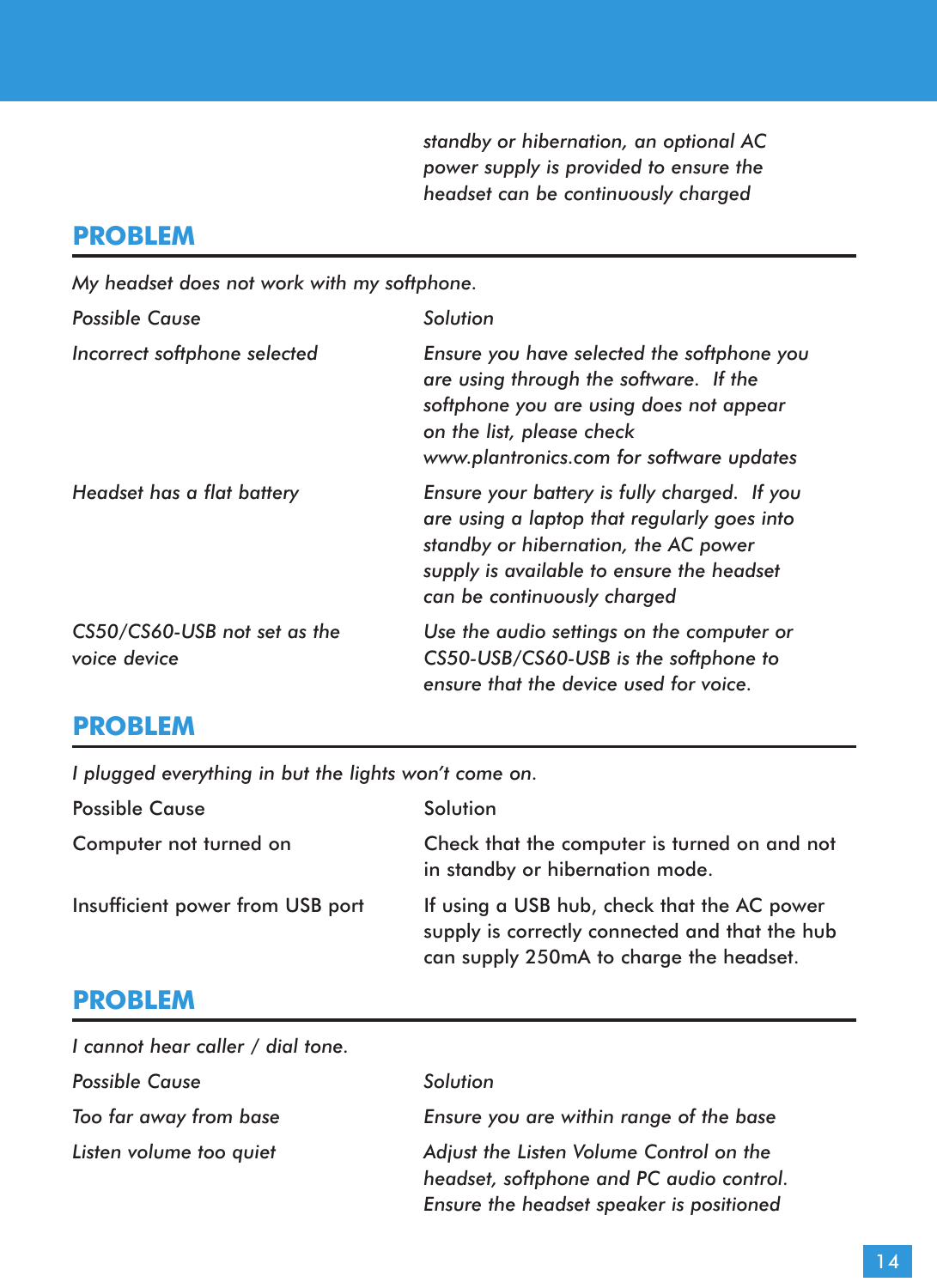| | |
|---|---|
| | *standby or hibernation, an optional AC power supply is provided to ensure the headset can be continuously charged* |

## PROBLEM

*My headset does not work with my softphone.*

| *Possible Cause* | *Solution* |
|---|---|
| *Incorrect softphone selected* | *Ensure you have selected the softphone you are using through the software. If the softphone you are using does not appear on the list, please check www.plantronics.com for software updates* |
| *Headset has a flat battery* | *Ensure your battery is fully charged. If you are using a laptop that regularly goes into standby or hibernation, the AC power supply is available to ensure the headset can be continuously charged* |
| *CS50/CS60-USB not set as the voice device* | *Use the audio settings on the computer or CS50-USB/CS60-USB is the softphone to ensure that the device used for voice.* |

## PROBLEM

*I plugged everything in but the lights won't come on.*

| Possible Cause | Solution |
|---|---|
| Computer not turned on | Check that the computer is turned on and not in standby or hibernation mode. |
| Insufficient power from USB port | If using a USB hub, check that the AC power supply is correctly connected and that the hub can supply 250mA to charge the headset. |

## PROBLEM

*I cannot hear caller / dial tone.*

| *Possible Cause* | *Solution* |
|---|---|
| *Too far away from base* | *Ensure you are within range of the base* |
| *Listen volume too quiet* | *Adjust the Listen Volume Control on the headset, softphone and PC audio control. Ensure the headset speaker is positioned* |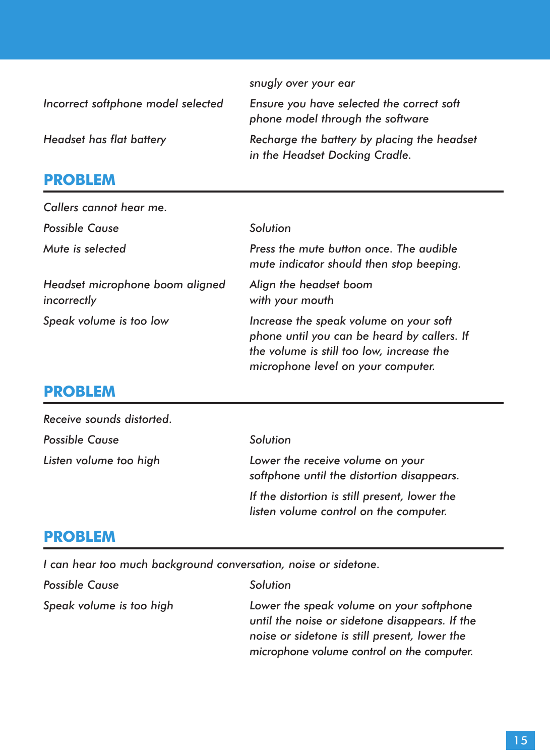| | *snugly over your ear* |
|---|---|
| *Incorrect softphone model selected* | *Ensure you have selected the correct soft phone model through the software* |
| *Headset has flat battery* | *Recharge the battery by placing the headset in the Headset Docking Cradle.* |

## PROBLEM

*Callers cannot hear me.*

| *Possible Cause* | *Solution* |
|---|---|
| *Mute is selected* | *Press the mute button once. The audible mute indicator should then stop beeping.* |
| *Headset microphone boom aligned incorrectly* | *Align the headset boom with your mouth* |
| *Speak volume is too low* | *Increase the speak volume on your soft phone until you can be heard by callers. If the volume is still too low, increase the microphone level on your computer.* |

## PROBLEM

*Receive sounds distorted.*

| *Possible Cause* | *Solution* |
|---|---|
| *Listen volume too high* | *Lower the receive volume on your softphone until the distortion disappears.*<br>*If the distortion is still present, lower the listen volume control on the computer.* |

## PROBLEM

*I can hear too much background conversation, noise or sidetone.*

| *Possible Cause* | *Solution* |
|---|---|
| *Speak volume is too high* | *Lower the speak volume on your softphone until the noise or sidetone disappears. If the noise or sidetone is still present, lower the microphone volume control on the computer.* |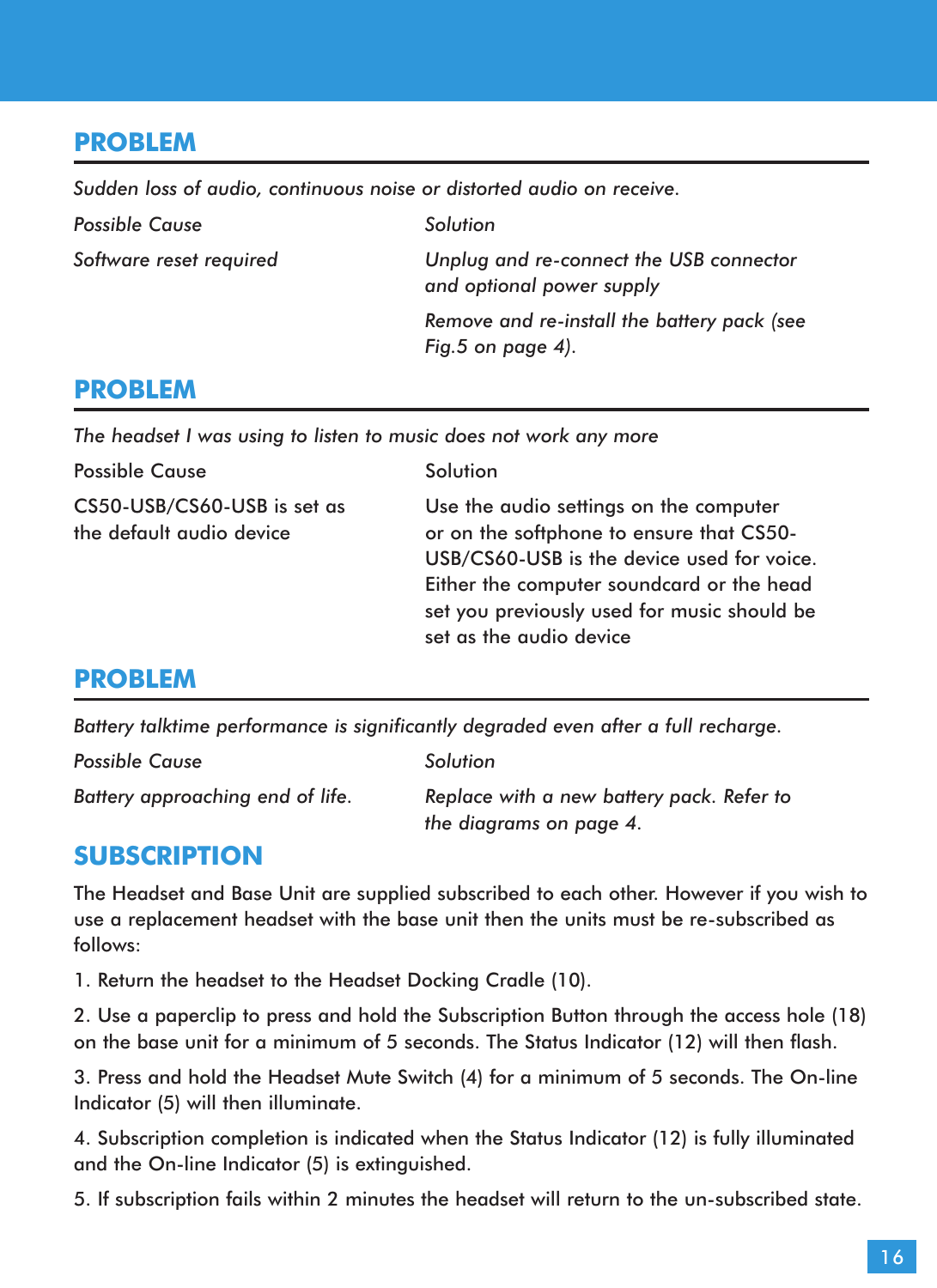## PROBLEM

*Sudden loss of audio, continuous noise or distorted audio on receive.*

| *Possible Cause* | *Solution* |
| --- | --- |
| *Software reset required* | *Unplug and re-connect the USB connector and optional power supply* |
| | *Remove and re-install the battery pack (see Fig.5 on page 4).* |

## PROBLEM

*The headset I was using to listen to music does not work any more*

| Possible Cause | Solution |
| --- | --- |
| CS50-USB/CS60-USB is set as the default audio device | Use the audio settings on the computer or on the softphone to ensure that CS50-USB/CS60-USB is the device used for voice. Either the computer soundcard or the head set you previously used for music should be set as the audio device |

## PROBLEM

*Battery talktime performance is significantly degraded even after a full recharge.*

| *Possible Cause* | *Solution* |
| --- | --- |
| *Battery approaching end of life.* | *Replace with a new battery pack. Refer to the diagrams on page 4.* |

## SUBSCRIPTION

The Headset and Base Unit are supplied subscribed to each other. However if you wish to use a replacement headset with the base unit then the units must be re-subscribed as follows:

1. Return the headset to the Headset Docking Cradle (10).

2. Use a paperclip to press and hold the Subscription Button through the access hole (18) on the base unit for a minimum of 5 seconds. The Status Indicator (12) will then flash.

3. Press and hold the Headset Mute Switch (4) for a minimum of 5 seconds. The On-line Indicator (5) will then illuminate.

4. Subscription completion is indicated when the Status Indicator (12) is fully illuminated and the On-line Indicator (5) is extinguished.

5. If subscription fails within 2 minutes the headset will return to the un-subscribed state.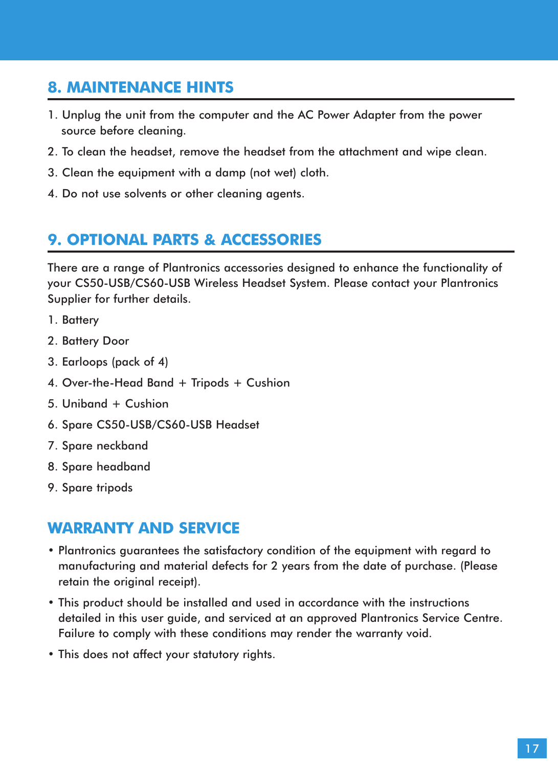## 8. MAINTENANCE HINTS

1. Unplug the unit from the computer and the AC Power Adapter from the power source before cleaning.
2. To clean the headset, remove the headset from the attachment and wipe clean.
3. Clean the equipment with a damp (not wet) cloth.
4. Do not use solvents or other cleaning agents.

## 9. OPTIONAL PARTS & ACCESSORIES

There are a range of Plantronics accessories designed to enhance the functionality of your CS50-USB/CS60-USB Wireless Headset System. Please contact your Plantronics Supplier for further details.

1. Battery
2. Battery Door
3. Earloops (pack of 4)
4. Over-the-Head Band + Tripods + Cushion
5. Uniband + Cushion
6. Spare CS50-USB/CS60-USB Headset
7. Spare neckband
8. Spare headband
9. Spare tripods

## WARRANTY AND SERVICE

- Plantronics guarantees the satisfactory condition of the equipment with regard to manufacturing and material defects for 2 years from the date of purchase. (Please retain the original receipt).
- This product should be installed and used in accordance with the instructions detailed in this user guide, and serviced at an approved Plantronics Service Centre. Failure to comply with these conditions may render the warranty void.
- This does not affect your statutory rights.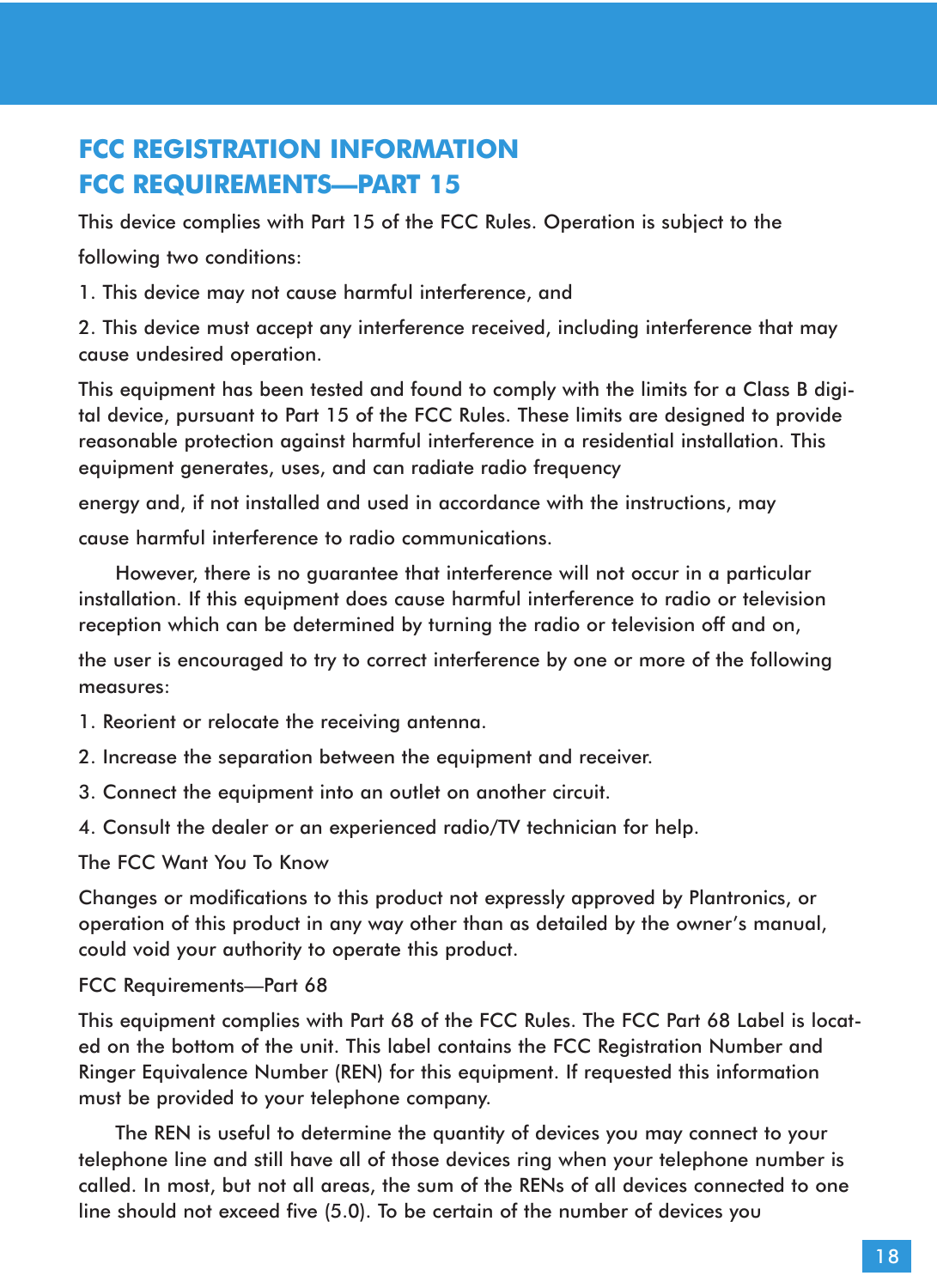## FCC REGISTRATION INFORMATION

## FCC REQUIREMENTS—PART 15

This device complies with Part 15 of the FCC Rules. Operation is subject to the following two conditions:

1. This device may not cause harmful interference, and
2. This device must accept any interference received, including interference that may cause undesired operation.

This equipment has been tested and found to comply with the limits for a Class B digital device, pursuant to Part 15 of the FCC Rules. These limits are designed to provide reasonable protection against harmful interference in a residential installation. This equipment generates, uses, and can radiate radio frequency energy and, if not installed and used in accordance with the instructions, may cause harmful interference to radio communications.

However, there is no guarantee that interference will not occur in a particular installation. If this equipment does cause harmful interference to radio or television reception which can be determined by turning the radio or television off and on, the user is encouraged to try to correct interference by one or more of the following measures:

1. Reorient or relocate the receiving antenna.
2. Increase the separation between the equipment and receiver.
3. Connect the equipment into an outlet on another circuit.
4. Consult the dealer or an experienced radio/TV technician for help.

The FCC Want You To Know

Changes or modifications to this product not expressly approved by Plantronics, or operation of this product in any way other than as detailed by the owner's manual, could void your authority to operate this product.

FCC Requirements—Part 68

This equipment complies with Part 68 of the FCC Rules. The FCC Part 68 Label is located on the bottom of the unit. This label contains the FCC Registration Number and Ringer Equivalence Number (REN) for this equipment. If requested this information must be provided to your telephone company.

The REN is useful to determine the quantity of devices you may connect to your telephone line and still have all of those devices ring when your telephone number is called. In most, but not all areas, the sum of the RENs of all devices connected to one line should not exceed five (5.0). To be certain of the number of devices you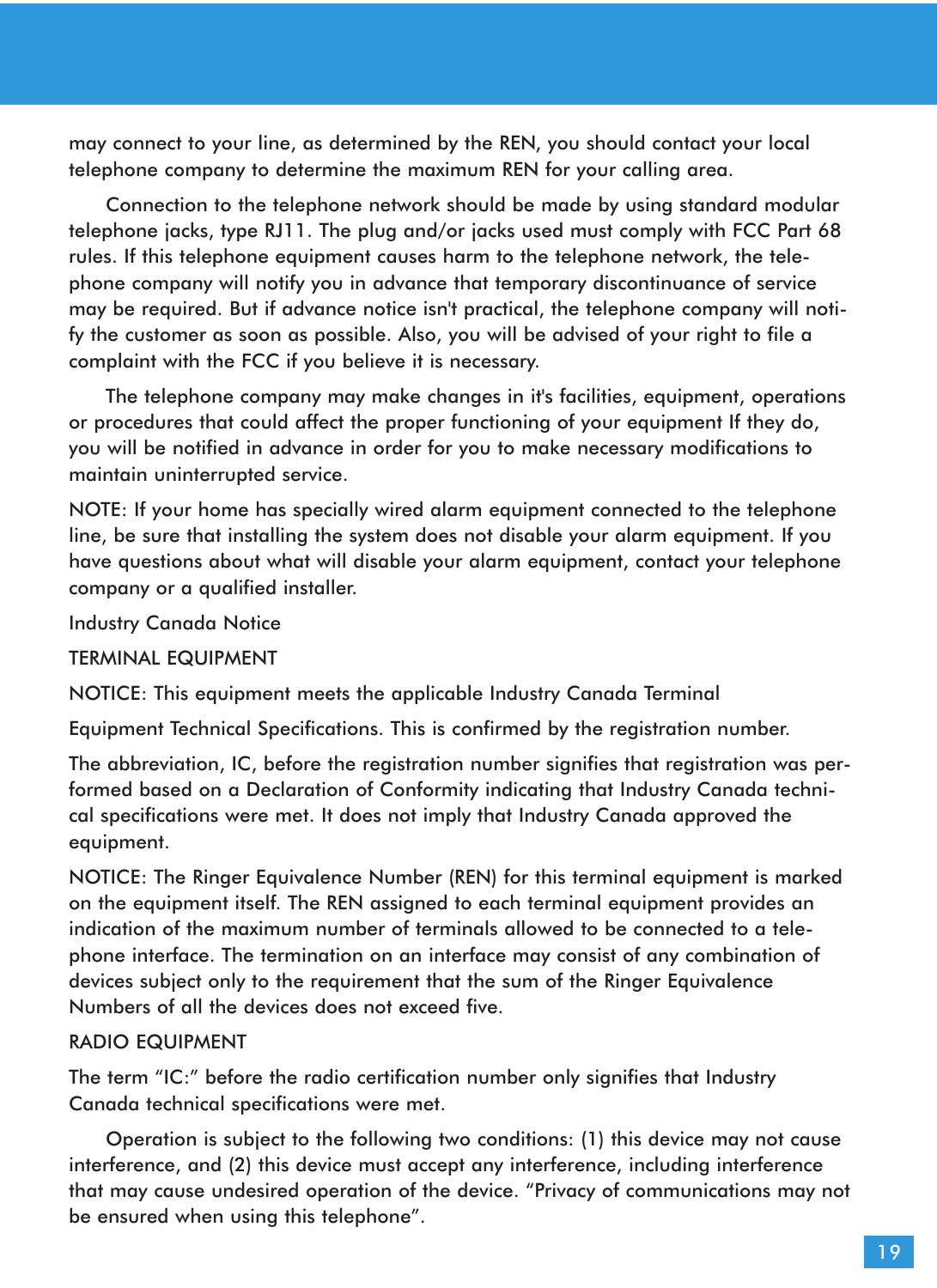may connect to your line, as determined by the REN, you should contact your local telephone company to determine the maximum REN for your calling area.

Connection to the telephone network should be made by using standard modular telephone jacks, type RJ11. The plug and/or jacks used must comply with FCC Part 68 rules. If this telephone equipment causes harm to the telephone network, the telephone company will notify you in advance that temporary discontinuance of service may be required. But if advance notice isn't practical, the telephone company will notify the customer as soon as possible. Also, you will be advised of your right to file a complaint with the FCC if you believe it is necessary.

The telephone company may make changes in it's facilities, equipment, operations or procedures that could affect the proper functioning of your equipment If they do, you will be notified in advance in order for you to make necessary modifications to maintain uninterrupted service.

NOTE: If your home has specially wired alarm equipment connected to the telephone line, be sure that installing the system does not disable your alarm equipment. If you have questions about what will disable your alarm equipment, contact your telephone company or a qualified installer.

Industry Canada Notice

TERMINAL EQUIPMENT

NOTICE: This equipment meets the applicable Industry Canada Terminal

Equipment Technical Specifications. This is confirmed by the registration number.

The abbreviation, IC, before the registration number signifies that registration was performed based on a Declaration of Conformity indicating that Industry Canada technical specifications were met. It does not imply that Industry Canada approved the equipment.

NOTICE: The Ringer Equivalence Number (REN) for this terminal equipment is marked on the equipment itself. The REN assigned to each terminal equipment provides an indication of the maximum number of terminals allowed to be connected to a telephone interface. The termination on an interface may consist of any combination of devices subject only to the requirement that the sum of the Ringer Equivalence Numbers of all the devices does not exceed five.

RADIO EQUIPMENT

The term "IC:" before the radio certification number only signifies that Industry Canada technical specifications were met.

Operation is subject to the following two conditions: (1) this device may not cause interference, and (2) this device must accept any interference, including interference that may cause undesired operation of the device. "Privacy of communications may not be ensured when using this telephone".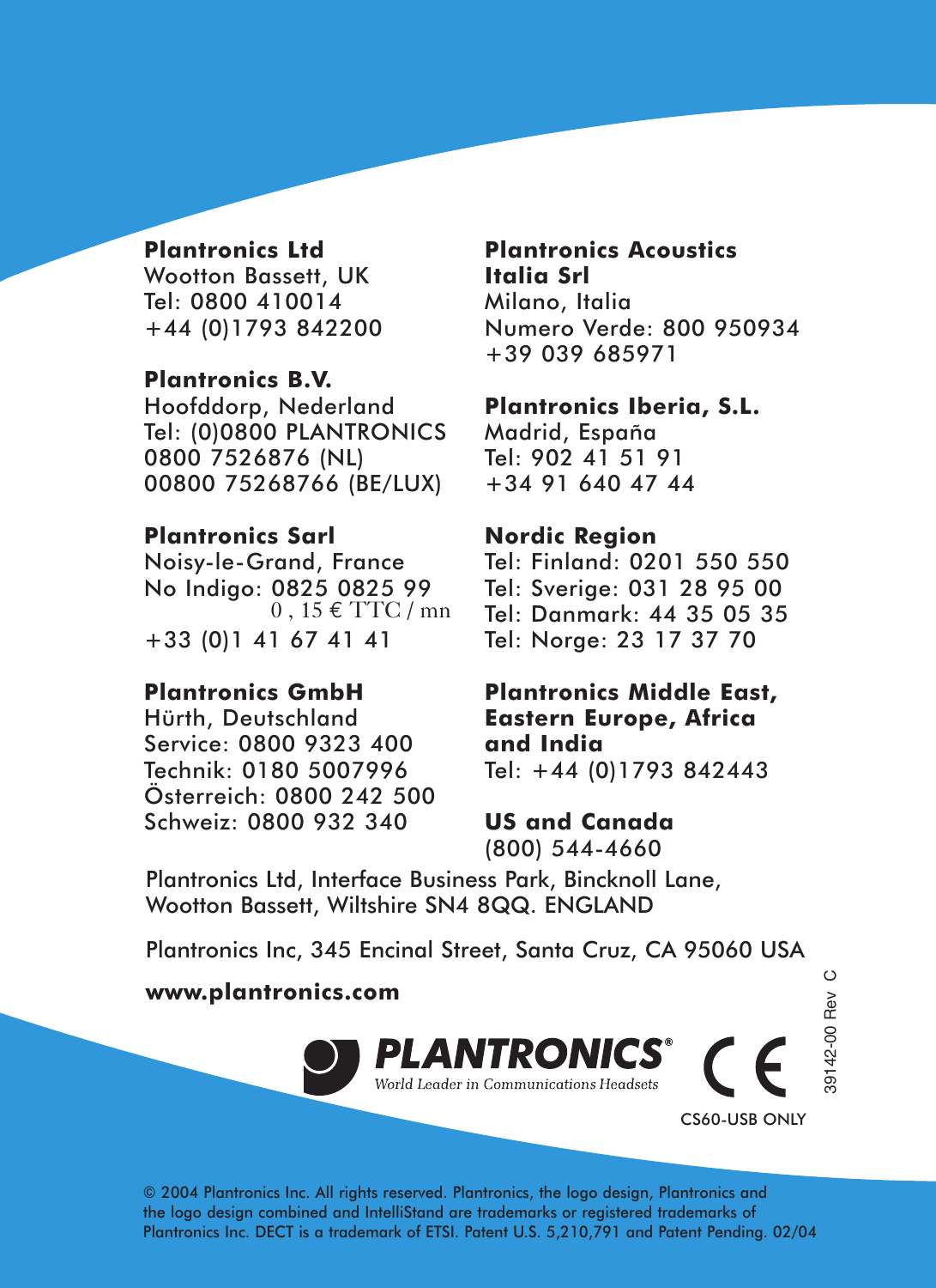**Plantronics Ltd**
Wootton Bassett, UK
Tel: 0800 410014
+44 (0)1793 842200

**Plantronics B.V.**
Hoofddorp, Nederland
Tel: (0)0800 PLANTRONICS
0800 7526876 (NL)
00800 75268766 (BE/LUX)

**Plantronics Sarl**
Noisy-le-Grand, France
No Indigo: 0825 0825 99
0 , 15 € TTC / mn
+33 (0)1 41 67 41 41

**Plantronics GmbH**
Hürth, Deutschland
Service: 0800 9323 400
Technik: 0180 5007996
Österreich: 0800 242 500
Schweiz: 0800 932 340

**Plantronics Acoustics Italia Srl**
Milano, Italia
Numero Verde: 800 950934
+39 039 685971

**Plantronics Iberia, S.L.**
Madrid, España
Tel: 902 41 51 91
+34 91 640 47 44

**Nordic Region**
Tel: Finland: 0201 550 550
Tel: Sverige: 031 28 95 00
Tel: Danmark: 44 35 05 35
Tel: Norge: 23 17 37 70

**Plantronics Middle East, Eastern Europe, Africa and India**
Tel: +44 (0)1793 842443

**US and Canada**
(800) 544-4660

Plantronics Ltd, Interface Business Park, Bincknoll Lane,
Wootton Bassett, Wiltshire SN4 8QQ. ENGLAND

Plantronics Inc, 345 Encinal Street, Santa Cruz, CA 95060 USA

**www.plantronics.com**

**PLANTRONICS**®
*World Leader in Communications Headsets*

CE

CS60-USB ONLY

39142-00 Rev C

© 2004 Plantronics Inc. All rights reserved. Plantronics, the logo design, Plantronics and the logo design combined and IntelliStand are trademarks or registered trademarks of Plantronics Inc. DECT is a trademark of ETSI. Patent U.S. 5,210,791 and Patent Pending. 02/04